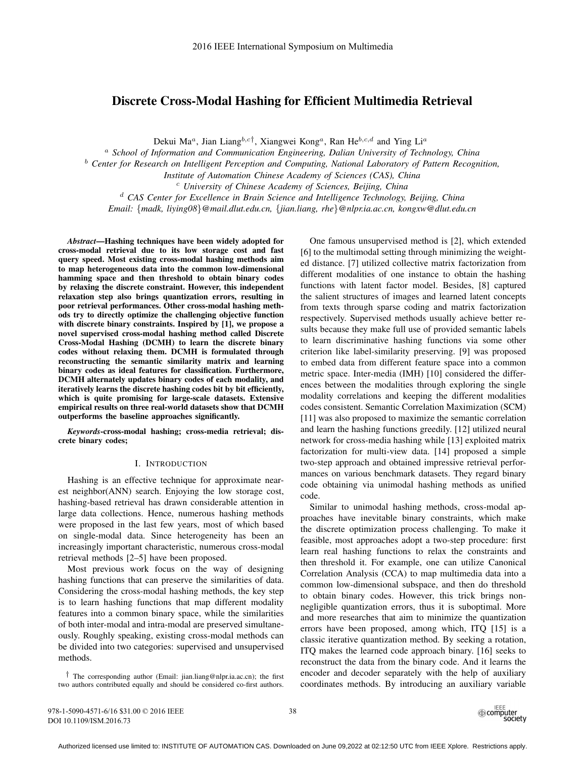# Discrete Cross-Modal Hashing for Efficient Multimedia Retrieval

Dekui Ma[a], Jian Liang[b,c†], Xiangwei Kong[a], Ran He[b,c,d] and Ying Li[a]

[a] *School of Information and Communication Engineering, Dalian University of Technology, China*
[b] *Center for Research on Intelligent Perception and Computing, National Laboratory of Pattern Recognition, Institute of Automation Chinese Academy of Sciences (CAS), China*
[c] *University of Chinese Academy of Sciences, Beijing, China*
[d] *CAS Center for Excellence in Brain Science and Intelligence Technology, Beijing, China*
*Email: {madk, liying08}@mail.dlut.edu.cn, {jian.liang, rhe}@nlpr.ia.ac.cn, kongxw@dlut.edu.cn*

***Abstract*—Hashing techniques have been widely adopted for cross-modal retrieval due to its low storage cost and fast query speed. Most existing cross-modal hashing methods aim to map heterogeneous data into the common low-dimensional hamming space and then threshold to obtain binary codes by relaxing the discrete constraint. However, this independent relaxation step also brings quantization errors, resulting in poor retrieval performances. Other cross-modal hashing methods try to directly optimize the challenging objective function with discrete binary constraints. Inspired by [1], we propose a novel supervised cross-modal hashing method called Discrete Cross-Modal Hashing (DCMH) to learn the discrete binary codes without relaxing them. DCMH is formulated through reconstructing the semantic similarity matrix and learning binary codes as ideal features for classification. Furthermore, DCMH alternately updates binary codes of each modality, and iteratively learns the discrete hashing codes bit by bit efficiently, which is quite promising for large-scale datasets. Extensive empirical results on three real-world datasets show that DCMH outperforms the baseline approaches significantly.**

***Keywords*-cross-modal hashing; cross-media retrieval; discrete binary codes;**

## I. Introduction

Hashing is an effective technique for approximate nearest neighbor(ANN) search. Enjoying the low storage cost, hashing-based retrieval has drawn considerable attention in large data collections. Hence, numerous hashing methods were proposed in the last few years, most of which based on single-modal data. Since heterogeneity has been an increasingly important characteristic, numerous cross-modal retrieval methods [2–5] have been proposed.

Most previous work focus on the way of designing hashing functions that can preserve the similarities of data. Considering the cross-modal hashing methods, the key step is to learn hashing functions that map different modality features into a common binary space, while the similarities of both inter-modal and intra-modal are preserved simultaneously. Roughly speaking, existing cross-modal methods can be divided into two categories: supervised and unsupervised methods.

One famous unsupervised method is [2], which extended [6] to the multimodal setting through minimizing the weighted distance. [7] utilized collective matrix factorization from different modalities of one instance to obtain the hashing functions with latent factor model. Besides, [8] captured the salient structures of images and learned latent concepts from texts through sparse coding and matrix factorization respectively. Supervised methods usually achieve better results because they make full use of provided semantic labels to learn discriminative hashing functions via some other criterion like label-similarity preserving. [9] was proposed to embed data from different feature space into a common metric space. Inter-media (IMH) [10] considered the differences between the modalities through exploring the single modality correlations and keeping the different modalities codes consistent. Semantic Correlation Maximization (SCM) [11] was also proposed to maximize the semantic correlation and learn the hashing functions greedily. [12] utilized neural network for cross-media hashing while [13] exploited matrix factorization for multi-view data. [14] proposed a simple two-step approach and obtained impressive retrieval performances on various benchmark datasets. They regard binary code obtaining via unimodal hashing methods as unified code.

Similar to unimodal hashing methods, cross-modal approaches have inevitable binary constraints, which make the discrete optimization process challenging. To make it feasible, most approaches adopt a two-step procedure: first learn real hashing functions to relax the constraints and then threshold it. For example, one can utilize Canonical Correlation Analysis (CCA) to map multimedia data into a common low-dimensional subspace, and then do threshold to obtain binary codes. However, this trick brings non-negligible quantization errors, thus it is suboptimal. More and more researches that aim to minimize the quantization errors have been proposed, among which, ITQ [15] is a classic iterative quantization method. By seeking a rotation, ITQ makes the learned code approach binary. [16] seeks to reconstruct the data from the binary code. And it learns the encoder and decoder separately with the help of auxiliary coordinates methods. By introducing an auxiliary variable

† The corresponding author (Email: jian.liang@nlpr.ia.ac.cn); the first two authors contributed equally and should be considered co-first authors.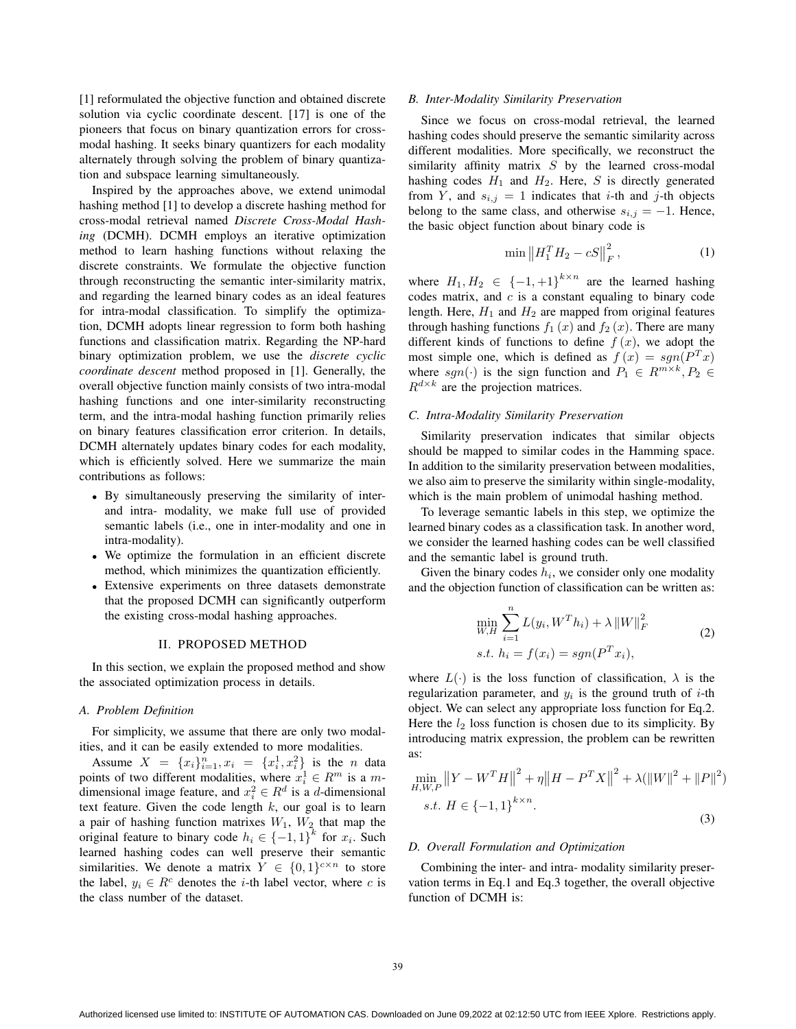[1] reformulated the objective function and obtained discrete solution via cyclic coordinate descent. [17] is one of the pioneers that focus on binary quantization errors for cross-modal hashing. It seeks binary quantizers for each modality alternately through solving the problem of binary quantization and subspace learning simultaneously.

Inspired by the approaches above, we extend unimodal hashing method [1] to develop a discrete hashing method for cross-modal retrieval named *Discrete Cross-Modal Hashing* (DCMH). DCMH employs an iterative optimization method to learn hashing functions without relaxing the discrete constraints. We formulate the objective function through reconstructing the semantic inter-similarity matrix, and regarding the learned binary codes as an ideal features for intra-modal classification. To simplify the optimization, DCMH adopts linear regression to form both hashing functions and classification matrix. Regarding the NP-hard binary optimization problem, we use the *discrete cyclic coordinate descent* method proposed in [1]. Generally, the overall objective function mainly consists of two intra-modal hashing functions and one inter-similarity reconstructing term, and the intra-modal hashing function primarily relies on binary features classification error criterion. In details, DCMH alternately updates binary codes for each modality, which is efficiently solved. Here we summarize the main contributions as follows:

- By simultaneously preserving the similarity of inter- and intra- modality, we make full use of provided semantic labels (i.e., one in inter-modality and one in intra-modality).
- We optimize the formulation in an efficient discrete method, which minimizes the quantization efficiently.
- Extensive experiments on three datasets demonstrate that the proposed DCMH can significantly outperform the existing cross-modal hashing approaches.

## II. PROPOSED METHOD

In this section, we explain the proposed method and show the associated optimization process in details.

### A. Problem Definition

For simplicity, we assume that there are only two modalities, and it can be easily extended to more modalities.

Assume $X = \{x_i\}_{i=1}^n, x_i = \{x_i^1, x_i^2\}$ is the $n$ data points of two different modalities, where $x_i^1 \in R^m$ is a $m$-dimensional image feature, and $x_i^2 \in R^d$ is a $d$-dimensional text feature. Given the code length $k$, our goal is to learn a pair of hashing function matrixes $W_1$, $W_2$ that map the original feature to binary code $h_i \in \{-1,1\}^k$ for $x_i$. Such learned hashing codes can well preserve their semantic similarities. We denote a matrix $Y \in \{0,1\}^{c \times n}$ to store the label, $y_i \in R^c$ denotes the $i$-th label vector, where $c$ is the class number of the dataset.

### B. Inter-Modality Similarity Preservation

Since we focus on cross-modal retrieval, the learned hashing codes should preserve the semantic similarity across different modalities. More specifically, we reconstruct the similarity affinity matrix $S$ by the learned cross-modal hashing codes $H_1$ and $H_2$. Here, $S$ is directly generated from $Y$, and $s_{i,j} = 1$ indicates that $i$-th and $j$-th objects belong to the same class, and otherwise $s_{i,j} = -1$. Hence, the basic object function about binary code is

$$\min \left\| H_1^T H_2 - cS \right\|_F^2, \tag{1}$$

where $H_1, H_2 \in \{-1,+1\}^{k \times n}$ are the learned hashing codes matrix, and $c$ is a constant equaling to binary code length. Here, $H_1$ and $H_2$ are mapped from original features through hashing functions $f_1(x)$ and $f_2(x)$. There are many different kinds of functions to define $f(x)$, we adopt the most simple one, which is defined as $f(x) = sgn(P^T x)$ where $sgn(\cdot)$ is the sign function and $P_1 \in R^{m \times k}, P_2 \in R^{d \times k}$ are the projection matrices.

### C. Intra-Modality Similarity Preservation

Similarity preservation indicates that similar objects should be mapped to similar codes in the Hamming space. In addition to the similarity preservation between modalities, we also aim to preserve the similarity within single-modality, which is the main problem of unimodal hashing method.

To leverage semantic labels in this step, we optimize the learned binary codes as a classification task. In another word, we consider the learned hashing codes can be well classified and the semantic label is ground truth.

Given the binary codes $h_i$, we consider only one modality and the objection function of classification can be written as:

$$\begin{aligned} &\min_{W,H} \sum_{i=1}^{n} L(y_i, W^T h_i) + \lambda \left\| W \right\|_F^2 \\ &s.t.\ h_i = f(x_i) = sgn(P^T x_i), \end{aligned} \tag{2}$$

where $L(\cdot)$ is the loss function of classification, $\lambda$ is the regularization parameter, and $y_i$ is the ground truth of $i$-th object. We can select any appropriate loss function for Eq.2. Here the $l_2$ loss function is chosen due to its simplicity. By introducing matrix expression, the problem can be rewritten as:

$$\begin{aligned} &\min_{H,W,P} \left\| Y - W^T H \right\|^2 + \eta \left\| H - P^T X \right\|^2 + \lambda (\left\| W \right\|^2 + \left\| P \right\|^2) \\ &s.t.\ H \in \{-1,1\}^{k \times n}. \end{aligned} \tag{3}$$

### D. Overall Formulation and Optimization

Combining the inter- and intra- modality similarity preservation terms in Eq.1 and Eq.3 together, the overall objective function of DCMH is: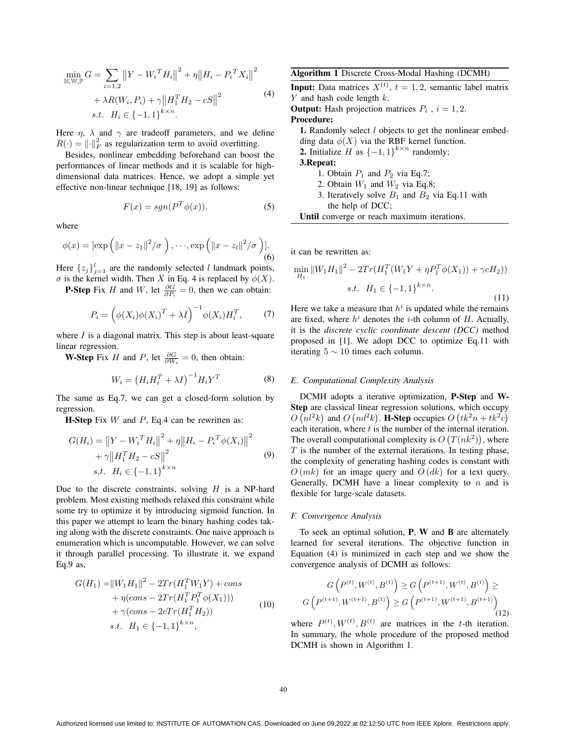$$\min_{\mathbb{H},\mathbb{W},\mathbb{P}} G = \sum_{i=1,2} \left\|Y - W_i{}^T H_i\right\|^2 + \eta\left\|H_i - P_i{}^T X_i\right\|^2 + \lambda R(W_i, P_i) + \gamma\left\|H_1^T H_2 - cS\right\|^2 \quad s.t. \;\; H_i \in \{-1,1\}^{k\times n}. \tag{4}$$

Here $\eta$, $\lambda$ and $\gamma$ are tradeoff parameters, and we define $R(\cdot) = \|\cdot\|_F^2$ as regularization term to avoid overfitting.

Besides, nonlinear embedding beforehand can boost the performances of linear methods and it is scalable for high-dimensional data matrices. Hence, we adopt a simple yet effective non-linear technique [18, 19] as follows:

$$F(x) = sgn(P^T \phi(x)), \tag{5}$$

where

$$\phi(x) = [\exp\left(\|x - z_1\|^2/\sigma\right), \cdots, \exp\left(\|x - z_l\|^2/\sigma\right)]. \tag{6}$$

Here $\{z_j\}_{j=1}^l$ are the randomly selected $l$ landmark points, $\sigma$ is the kernel width. Then $X$ in Eq. 4 is replaced by $\phi(X)$.

**P-Step** Fix $H$ and $W$, let $\frac{\partial G}{\partial P_i} = 0$, then we can obtain:

$$P_i = \left(\phi(X_i)\phi(X_i)^T + \lambda I\right)^{-1} \phi(X_i) H_i^T, \tag{7}$$

where $I$ is a diagonal matrix. This step is about least-square linear regression.

**W-Step** Fix $H$ and $P$, let $\frac{\partial G}{\partial W_i} = 0$, then obtain:

$$W_i = \left(H_i H_i^T + \lambda I\right)^{-1} H_i Y^T \tag{8}$$

The same as Eq.7, we can get a closed-form solution by regression.

**H-Step** Fix $W$ and $P$, Eq.4 can be rewritten as:

$$G(H_i) = \left\|Y - W_i{}^T H_i\right\|^2 + \eta\left\|H_i - P_i{}^T \phi(X_i)\right\|^2 + \gamma\left\|H_1^T H_2 - cS\right\|^2 \quad s.t. \;\; H_i \in \{-1,1\}^{k\times n} \tag{9}$$

Due to the discrete constraints, solving $H$ is a NP-hard problem. Most existing methods relaxed this constraint while some try to optimize it by introducing sigmoid function. In this paper we attempt to learn the binary hashing codes taking along with the discrete constraints. One naive approach is enumeration which is uncomputable. However, we can solve it through parallel processing. To illustrate it, we expand Eq.9 as,

$$\begin{aligned} G(H_1) =& \|W_1 H_1\|^2 - 2Tr(H_1^T W_1 Y) + cons \\ &+ \eta(cons - 2Tr(H_1^T P_1^T \phi(X_1))) \\ &+ \gamma(cons - 2cTr(H_1^T H_2)) \\ & s.t. \;\; H_1 \in \{-1,1\}^{k\times n}, \end{aligned} \tag{10}$$

it can be rewritten as:

$$\min_{H_1} \|W_1 H_1\|^2 - 2Tr(H_1^T(W_1 Y + \eta P_1^T \phi(X_1)) + \gamma c H_2)) \quad s.t. \;\; H_1 \in \{-1,1\}^{k\times n}. \tag{11}$$

Here we take a measure that $h^i$ is updated while the remains are fixed, where $h^i$ denotes the $i$-th column of $H$. Actually, it is the *discrete cyclic coordinate descent (DCC)* method proposed in [1]. We adopt DCC to optimize Eq.11 with iterating $5 \sim 10$ times each column.

**Algorithm 1** Discrete Cross-Modal Hashing (DCMH)

**Input:** Data matrices $X^{(t)}$, $t = 1, 2$, semantic label matrix $Y$ and hash code length $k$.
**Output:** Hash projection matrices $P_i$ , $i = 1, 2$.
**Procedure:**
**1.** Randomly select $l$ objects to get the nonlinear embedding data $\phi(X)$ via the RBF kernel function.
**2.** Initialize $H$ as $\{-1,1\}^{k\times n}$ randomly;
**3.Repeat:**
1. Obtain $P_1$ and $P_2$ via Eq.7;
2. Obtain $W_1$ and $W_2$ via Eq.8;
3. Iteratively solve $B_1$ and $B_2$ via Eq.11 with the help of DCC;
**Until** converge or reach maximum iterations.

### *E. Computational Complexity Analysis*

DCMH adopts a iterative optimization, **P-Step** and **W-Step** are classical linear regression solutions, which occupy $O\left(nl^2k\right)$ and $O\left(nd^2k\right)$. **H-Step** occupies $O\left(tk^2n + tk^2c\right)$ each iteration, where $t$ is the number of the internal iteration. The overall computational complexity is $O\left(T(nk^2)\right)$, where $T$ is the number of the external iterations. In testing phase, the complexity of generating hashing codes is constant with $O\left(mk\right)$ for an image query and $O\left(dk\right)$ for a text query. Generally, DCMH have a linear complexity to $n$ and is flexible for large-scale datasets.

### *F. Convergence Analysis*

To seek an optimal solution, **P**, **W** and **B** are alternately learned for several iterations. The objective function in Equation (4) is minimized in each step and we show the convergence analysis of DCMH as follows:

$$G\left(P^{(t)}, W^{(t)}, B^{(t)}\right) \geq G\left(P^{(t+1)}, W^{(t)}, B^{(t)}\right) \geq G\left(P^{(t+1)}, W^{(t+1)}, B^{(t)}\right) \geq G\left(P^{(t+1)}, W^{(t+1)}, B^{(t+1)}\right) \tag{12}$$

where $P^{(t)}, W^{(t)}, B^{(t)}$ are matrices in the $t$-th iteration. In summary, the whole procedure of the proposed method DCMH is shown in Algorithm 1.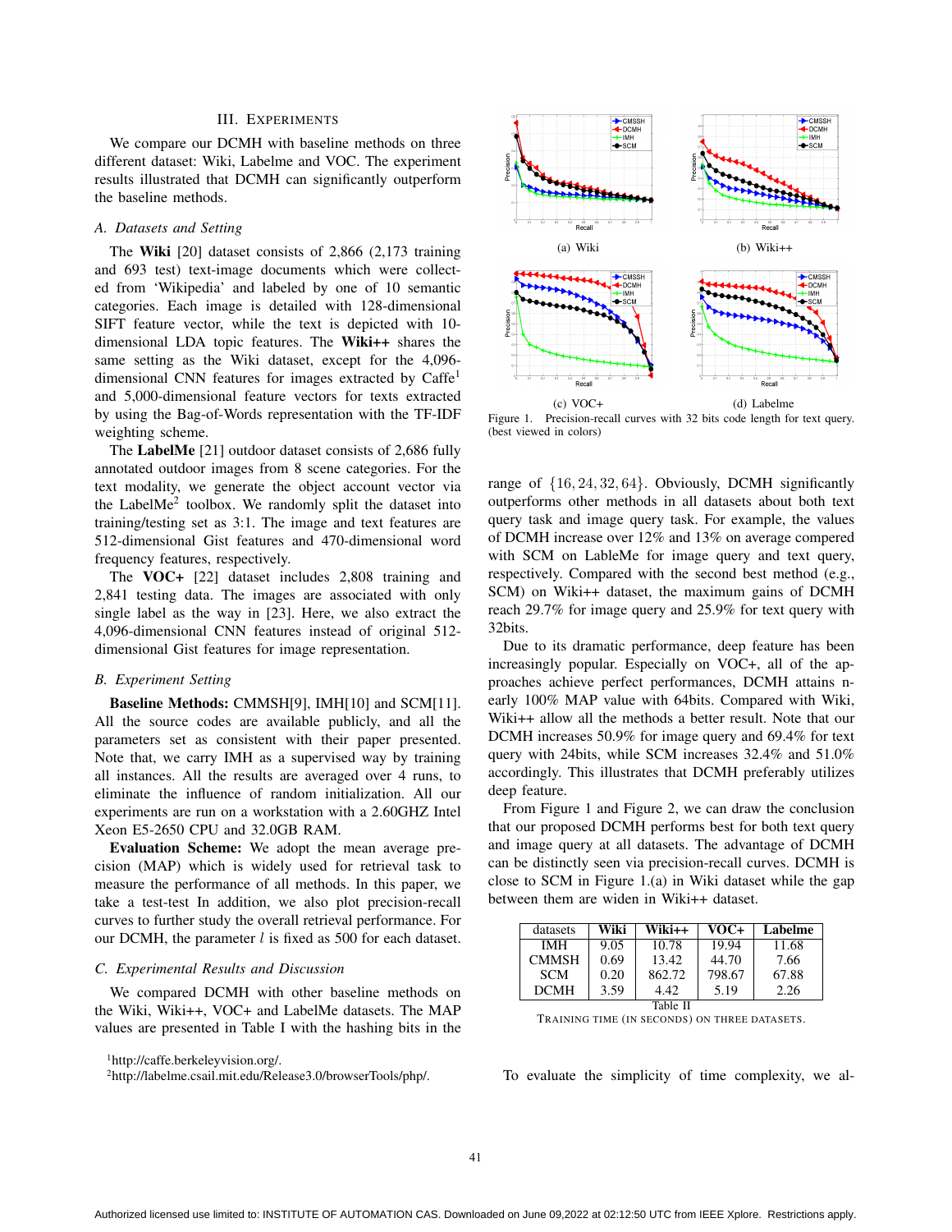## III. Experiments

We compare our DCMH with baseline methods on three different dataset: Wiki, Labelme and VOC. The experiment results illustrated that DCMH can significantly outperform the baseline methods.

### A. Datasets and Setting

The **Wiki** [20] dataset consists of 2,866 (2,173 training and 693 test) text-image documents which were collected from 'Wikipedia' and labeled by one of 10 semantic categories. Each image is detailed with 128-dimensional SIFT feature vector, while the text is depicted with 10-dimensional LDA topic features. The **Wiki++** shares the same setting as the Wiki dataset, except for the 4,096-dimensional CNN features for images extracted by Caffe[1] and 5,000-dimensional feature vectors for texts extracted by using the Bag-of-Words representation with the TF-IDF weighting scheme.

The **LabelMe** [21] outdoor dataset consists of 2,686 fully annotated outdoor images from 8 scene categories. For the text modality, we generate the object account vector via the LabelMe[2] toolbox. We randomly split the dataset into training/testing set as 3:1. The image and text features are 512-dimensional Gist features and 470-dimensional word frequency features, respectively.

The **VOC+** [22] dataset includes 2,808 training and 2,841 testing data. The images are associated with only single label as the way in [23]. Here, we also extract the 4,096-dimensional CNN features instead of original 512-dimensional Gist features for image representation.

### B. Experiment Setting

**Baseline Methods:** CMMSH[9], IMH[10] and SCM[11]. All the source codes are available publicly, and all the parameters set as consistent with their paper presented. Note that, we carry IMH as a supervised way by training all instances. All the results are averaged over 4 runs, to eliminate the influence of random initialization. All our experiments are run on a workstation with a 2.60GHZ Intel Xeon E5-2650 CPU and 32.0GB RAM.

**Evaluation Scheme:** We adopt the mean average precision (MAP) which is widely used for retrieval task to measure the performance of all methods. In this paper, we take a test-test In addition, we also plot precision-recall curves to further study the overall retrieval performance. For our DCMH, the parameter $l$ is fixed as 500 for each dataset.

### C. Experimental Results and Discussion

We compared DCMH with other baseline methods on the Wiki, Wiki++, VOC+ and LabelMe datasets. The MAP values are presented in Table I with the hashing bits in the range of $\{16, 24, 32, 64\}$. Obviously, DCMH significantly outperforms other methods in all datasets about both text query task and image query task. For example, the values of DCMH increase over 12% and 13% on average compered with SCM on LableMe for image query and text query, respectively. Compared with the second best method (e.g., SCM) on Wiki++ dataset, the maximum gains of DCMH reach 29.7% for image query and 25.9% for text query with 32bits.

Figure 1. Precision-recall curves with 32 bits code length for text query. (best viewed in colors)

(a) Wiki (b) Wiki++ (c) VOC+ (d) Labelme

Due to its dramatic performance, deep feature has been increasingly popular. Especially on VOC+, all of the approaches achieve perfect performances, DCMH attains nearly 100% MAP value with 64bits. Compared with Wiki, Wiki++ allow all the methods a better result. Note that our DCMH increases 50.9% for image query and 69.4% for text query with 24bits, while SCM increases 32.4% and 51.0% accordingly. This illustrates that DCMH preferably utilizes deep feature.

From Figure 1 and Figure 2, we can draw the conclusion that our proposed DCMH performs best for both text query and image query at all datasets. The advantage of DCMH can be distinctly seen via precision-recall curves. DCMH is close to SCM in Figure 1.(a) in Wiki dataset while the gap between them are widen in Wiki++ dataset.

| datasets | Wiki | Wiki++ | VOC+ | Labelme |
|---|---|---|---|---|
| IMH | 9.05 | 10.78 | 19.94 | 11.68 |
| CMMSH | 0.69 | 13.42 | 44.70 | 7.66 |
| SCM | 0.20 | 862.72 | 798.67 | 67.88 |
| DCMH | 3.59 | 4.42 | 5.19 | 2.26 |

Table II

Training time (in seconds) on three datasets.

To evaluate the simplicity of time complexity, we al-

[1] http://caffe.berkeleyvision.org/.

[2] http://labelme.csail.mit.edu/Release3.0/browserTools/php/.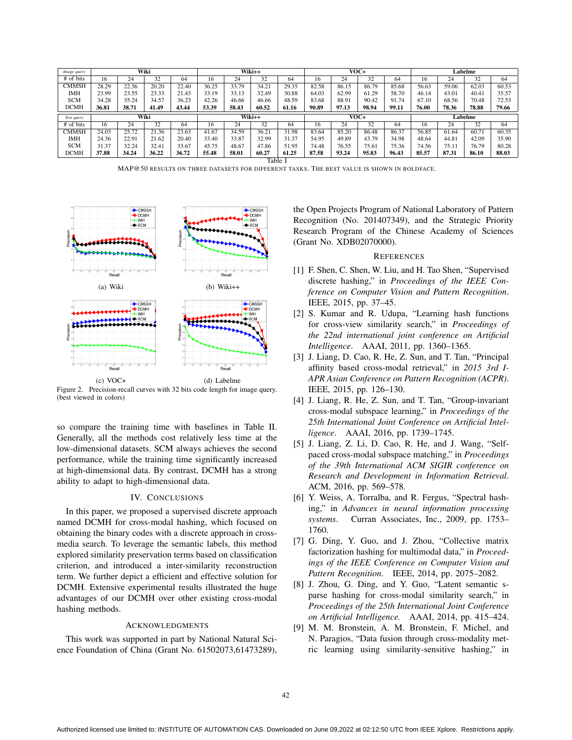| *Image query* | Wiki | | | | Wiki++ | | | | VOC+ | | | | Labelme | | | |
|---|---|---|---|---|---|---|---|---|---|---|---|---|---|---|---|---|
| # of bits | 16 | 24 | 32 | 64 | 16 | 24 | 32 | 64 | 16 | 24 | 32 | 64 | 16 | 24 | 32 | 64 |
| CMMSH | 28.29 | 22.56 | 20.20 | 22.40 | 36.25 | 33.79 | 34.21 | 29.35 | 82.58 | 86.15 | 86.79 | 85.68 | 56.63 | 59.06 | 62.03 | 60.53 |
| IMH | 23.99 | 23.55 | 23.33 | 21.43 | 33.19 | 33.13 | 32.49 | 30.88 | 64.03 | 62.99 | 61.29 | 58.70 | 46.14 | 43.01 | 40.41 | 35.57 |
| SCM | 34.28 | 35.24 | 34.57 | 36.23 | 42.26 | 46.66 | 46.66 | 48.59 | 83.68 | 88.91 | 90.42 | 91.74 | 67.10 | 68.56 | 70.48 | 72.53 |
| DCMH | **36.81** | **38.71** | **41.49** | **43.44** | **53.39** | **58.43** | **60.52** | **61.16** | **90.89** | **97.13** | **98.94** | **99.11** | **76.00** | **78.36** | **78.88** | **79.66** |
| *Text query* | Wiki | | | | Wiki++ | | | | VOC+ | | | | Labelme | | | |
| # of bits | 16 | 24 | 32 | 64 | 16 | 24 | 32 | 64 | 16 | 24 | 32 | 64 | 16 | 24 | 32 | 64 |
| CMMSH | 24.03 | 25.72 | 21.36 | 23.63 | 41.67 | 34.59 | 36.21 | 31.98 | 83.64 | 85.20 | 86.48 | 86.37 | 56.85 | 61.64 | 60.71 | 60.35 |
| IMH | 24.36 | 22.91 | 21.62 | 20.40 | 33.40 | 33.87 | 32.99 | 31.37 | 54.95 | 49.89 | 43.79 | 34.98 | 48.64 | 44.81 | 42.09 | 35.90 |
| SCM | 31.37 | 32.24 | 32.41 | 33.67 | 45.75 | 48.67 | 47.86 | 51.95 | 74.48 | 76.55 | 75.61 | 75.36 | 74.56 | 75.11 | 76.79 | 80.28 |
| DCMH | **37.88** | **34.24** | **36.22** | **36.72** | **55.48** | **58.01** | **60.27** | **61.25** | **87.58** | **93.24** | **95.83** | **96.43** | **85.57** | **87.31** | **86.10** | **88.03** |

Table I

MAP@50 RESULTS ON THREE DATASETS FOR DIFFERENT TASKS. THE BEST VALUE IS SHOWN IN BOLDFACE.

(a) Wiki (b) Wiki++ (c) VOC+ (d) Labelme

Figure 2. Precision-recall curves with 32 bits code length for image query. (best viewed in colors)

so compare the training time with baselines in Table II. Generally, all the methods cost relatively less time at the low-dimensional datasets. SCM always achieves the second performance, while the training time significantly increased at high-dimensional data. By contrast, DCMH has a strong ability to adapt to high-dimensional data.

## IV. CONCLUSIONS

In this paper, we proposed a supervised discrete approach named DCMH for cross-modal hashing, which focused on obtaining the binary codes with a discrete approach in cross-media search. To leverage the semantic labels, this method explored similarity preservation terms based on classification criterion, and introduced a inter-similarity reconstruction term. We further depict a efficient and effective solution for DCMH. Extensive experimental results illustrated the huge advantages of our DCMH over other existing cross-modal hashing methods.

## ACKNOWLEDGMENTS

This work was supported in part by National Natural Science Foundation of China (Grant No. 61502073,61473289), the Open Projects Program of National Laboratory of Pattern Recognition (No. 201407349), and the Strategic Priority Research Program of the Chinese Academy of Sciences (Grant No. XDB02070000).

## REFERENCES

[1] F. Shen, C. Shen, W. Liu, and H. Tao Shen, "Supervised discrete hashing," in *Proceedings of the IEEE Conference on Computer Vision and Pattern Recognition*. IEEE, 2015, pp. 37–45.

[2] S. Kumar and R. Udupa, "Learning hash functions for cross-view similarity search," in *Proceedings of the 22nd international joint conference on Artificial Intelligence*. AAAI, 2011, pp. 1360–1365.

[3] J. Liang, D. Cao, R. He, Z. Sun, and T. Tan, "Principal affinity based cross-modal retrieval," in *2015 3rd IAPR Asian Conference on Pattern Recognition (ACPR)*. IEEE, 2015, pp. 126–130.

[4] J. Liang, R. He, Z. Sun, and T. Tan, "Group-invariant cross-modal subspace learning," in *Proceedings of the 25th International Joint Conference on Artificial Intelligence*. AAAI, 2016, pp. 1739–1745.

[5] J. Liang, Z. Li, D. Cao, R. He, and J. Wang, "Self-paced cross-modal subspace matching," in *Proceedings of the 39th International ACM SIGIR conference on Research and Development in Information Retrieval*. ACM, 2016, pp. 569–578.

[6] Y. Weiss, A. Torralba, and R. Fergus, "Spectral hashing," in *Advances in neural information processing systems*. Curran Associates, Inc., 2009, pp. 1753–1760.

[7] G. Ding, Y. Guo, and J. Zhou, "Collective matrix factorization hashing for multimodal data," in *Proceedings of the IEEE Conference on Computer Vision and Pattern Recognition*. IEEE, 2014, pp. 2075–2082.

[8] J. Zhou, G. Ding, and Y. Guo, "Latent semantic sparse hashing for cross-modal similarity search," in *Proceedings of the 25th International Joint Conference on Artificial Intelligence.* AAAI, 2014, pp. 415–424.

[9] M. M. Bronstein, A. M. Bronstein, F. Michel, and N. Paragios, "Data fusion through cross-modality metric learning using similarity-sensitive hashing," in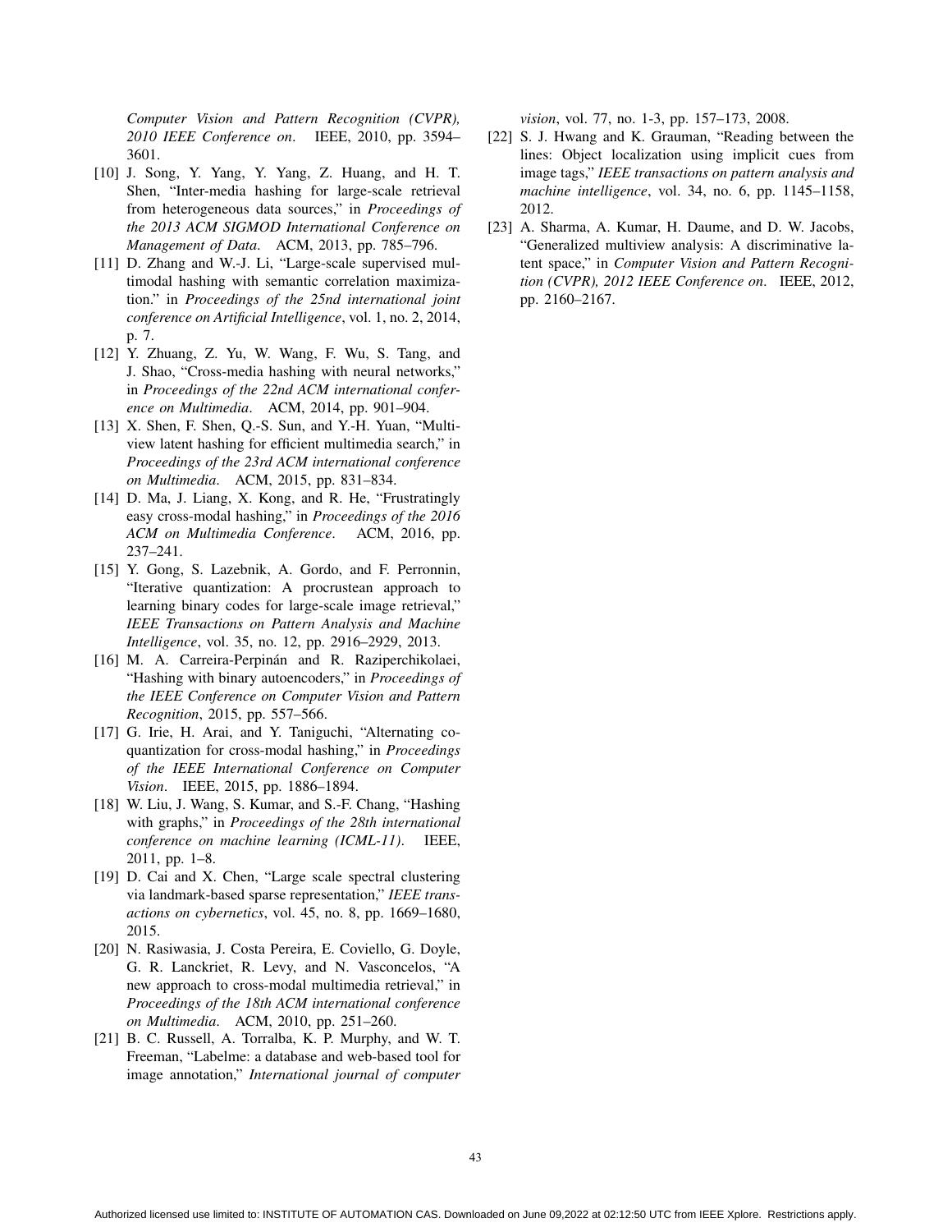*Computer Vision and Pattern Recognition (CVPR), 2010 IEEE Conference on*. IEEE, 2010, pp. 3594–3601.

[10] J. Song, Y. Yang, Y. Yang, Z. Huang, and H. T. Shen, "Inter-media hashing for large-scale retrieval from heterogeneous data sources," in *Proceedings of the 2013 ACM SIGMOD International Conference on Management of Data*. ACM, 2013, pp. 785–796.

[11] D. Zhang and W.-J. Li, "Large-scale supervised multimodal hashing with semantic correlation maximization." in *Proceedings of the 25nd international joint conference on Artificial Intelligence*, vol. 1, no. 2, 2014, p. 7.

[12] Y. Zhuang, Z. Yu, W. Wang, F. Wu, S. Tang, and J. Shao, "Cross-media hashing with neural networks," in *Proceedings of the 22nd ACM international conference on Multimedia*. ACM, 2014, pp. 901–904.

[13] X. Shen, F. Shen, Q.-S. Sun, and Y.-H. Yuan, "Multi-view latent hashing for efficient multimedia search," in *Proceedings of the 23rd ACM international conference on Multimedia*. ACM, 2015, pp. 831–834.

[14] D. Ma, J. Liang, X. Kong, and R. He, "Frustratingly easy cross-modal hashing," in *Proceedings of the 2016 ACM on Multimedia Conference*. ACM, 2016, pp. 237–241.

[15] Y. Gong, S. Lazebnik, A. Gordo, and F. Perronnin, "Iterative quantization: A procrustean approach to learning binary codes for large-scale image retrieval," *IEEE Transactions on Pattern Analysis and Machine Intelligence*, vol. 35, no. 12, pp. 2916–2929, 2013.

[16] M. A. Carreira-Perpinán and R. Raziperchikolaei, "Hashing with binary autoencoders," in *Proceedings of the IEEE Conference on Computer Vision and Pattern Recognition*, 2015, pp. 557–566.

[17] G. Irie, H. Arai, and Y. Taniguchi, "Alternating co-quantization for cross-modal hashing," in *Proceedings of the IEEE International Conference on Computer Vision*. IEEE, 2015, pp. 1886–1894.

[18] W. Liu, J. Wang, S. Kumar, and S.-F. Chang, "Hashing with graphs," in *Proceedings of the 28th international conference on machine learning (ICML-11)*. IEEE, 2011, pp. 1–8.

[19] D. Cai and X. Chen, "Large scale spectral clustering via landmark-based sparse representation," *IEEE transactions on cybernetics*, vol. 45, no. 8, pp. 1669–1680, 2015.

[20] N. Rasiwasia, J. Costa Pereira, E. Coviello, G. Doyle, G. R. Lanckriet, R. Levy, and N. Vasconcelos, "A new approach to cross-modal multimedia retrieval," in *Proceedings of the 18th ACM international conference on Multimedia*. ACM, 2010, pp. 251–260.

[21] B. C. Russell, A. Torralba, K. P. Murphy, and W. T. Freeman, "Labelme: a database and web-based tool for image annotation," *International journal of computer vision*, vol. 77, no. 1-3, pp. 157–173, 2008.

[22] S. J. Hwang and K. Grauman, "Reading between the lines: Object localization using implicit cues from image tags," *IEEE transactions on pattern analysis and machine intelligence*, vol. 34, no. 6, pp. 1145–1158, 2012.

[23] A. Sharma, A. Kumar, H. Daume, and D. W. Jacobs, "Generalized multiview analysis: A discriminative latent space," in *Computer Vision and Pattern Recognition (CVPR), 2012 IEEE Conference on*. IEEE, 2012, pp. 2160–2167.